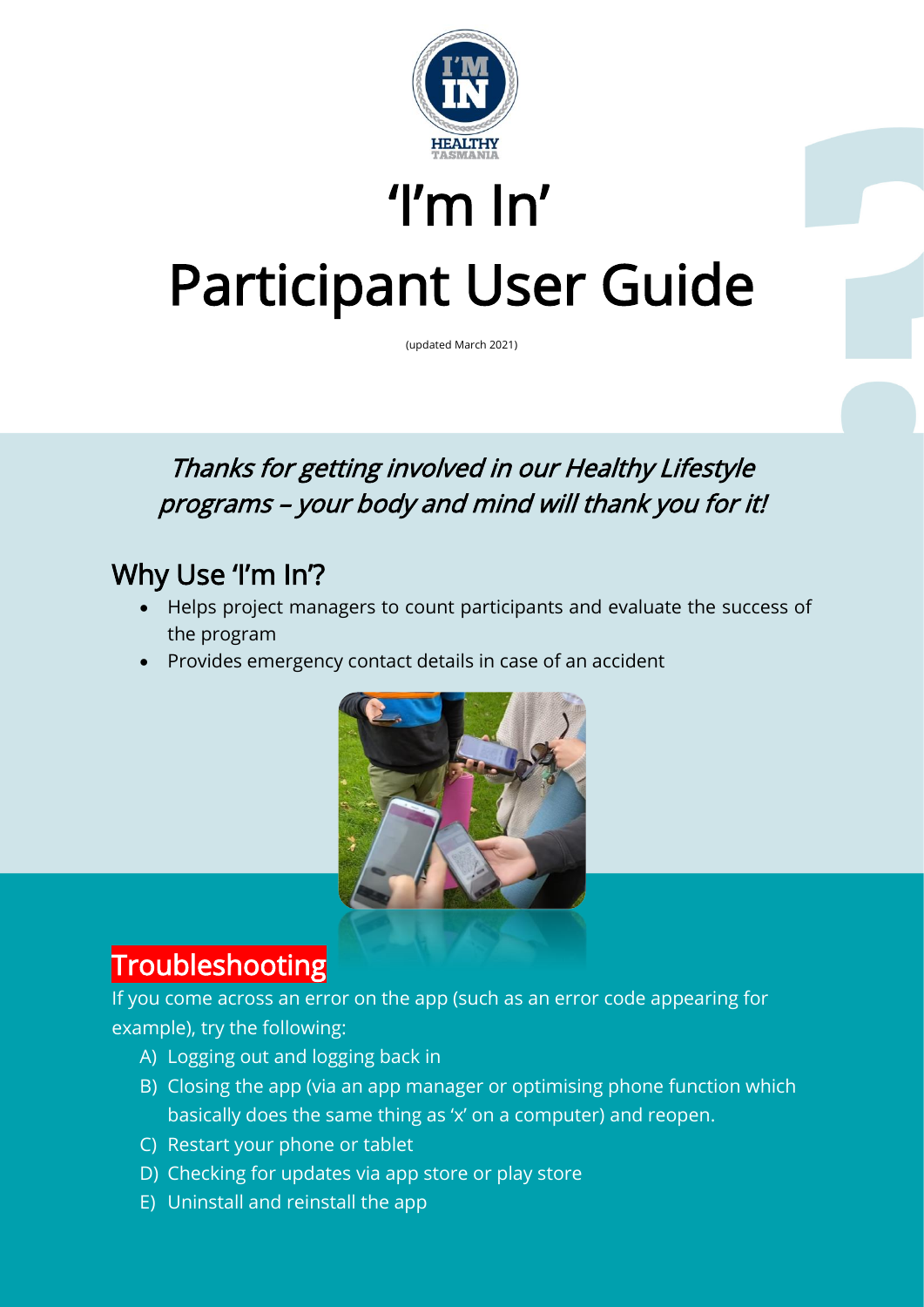HEALTHY TASMANIA

# 'I'm In' Participant User Guide

(updated March 2021)

*Thanks for getting involved in our Healthy Lifestyle programs – your body and mind will thank you for it!*

## Why Use 'I'm In'?

- Helps project managers to count participants and evaluate the success of the program
- Provides emergency contact details in case of an accident

## Troubleshooting

If you come across an error on the app (such as an error code appearing for example), try the following:

A) Logging out and logging back in
B) Closing the app (via an app manager or optimising phone function which basically does the same thing as 'x' on a computer) and reopen.
C) Restart your phone or tablet
D) Checking for updates via app store or play store
E) Uninstall and reinstall the app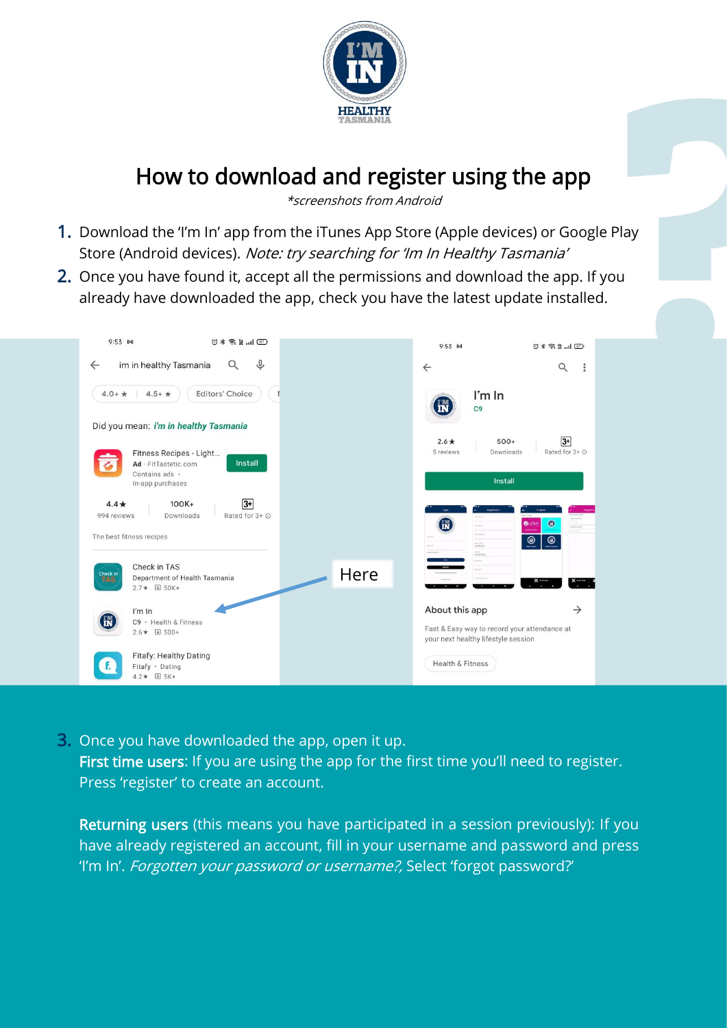# How to download and register using the app

*\*screenshots from Android*

1. Download the 'I'm In' app from the iTunes App Store (Apple devices) or Google Play Store (Android devices). *Note: try searching for 'Im In Healthy Tasmania'*
2. Once you have found it, accept all the permissions and download the app. If you already have downloaded the app, check you have the latest update installed.

Here

3. Once you have downloaded the app, open it up.
   **First time users**: If you are using the app for the first time you'll need to register. Press 'register' to create an account.

   **Returning users** (this means you have participated in a session previously): If you have already registered an account, fill in your username and password and press 'I'm In'. *Forgotten your password or username?,* Select 'forgot password?'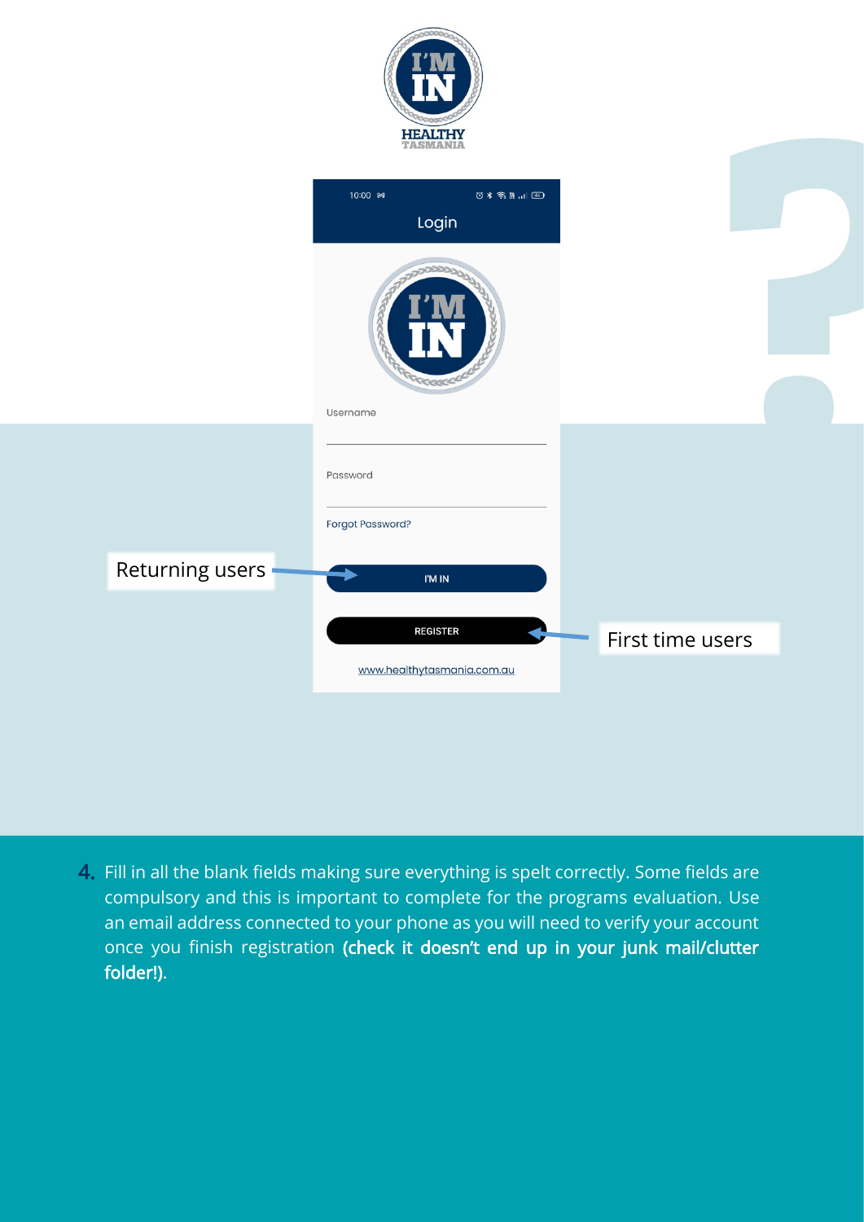I'M IN

HEALTHY TASMANIA

Login

Username

Password

Forgot Password?

Returning users → I'M IN

REGISTER ← First time users

www.healthytasmania.com.au

4. Fill in all the blank fields making sure everything is spelt correctly. Some fields are compulsory and this is important to complete for the programs evaluation. Use an email address connected to your phone as you will need to verify your account once you finish registration **(check it doesn't end up in your junk mail/clutter folder!)**.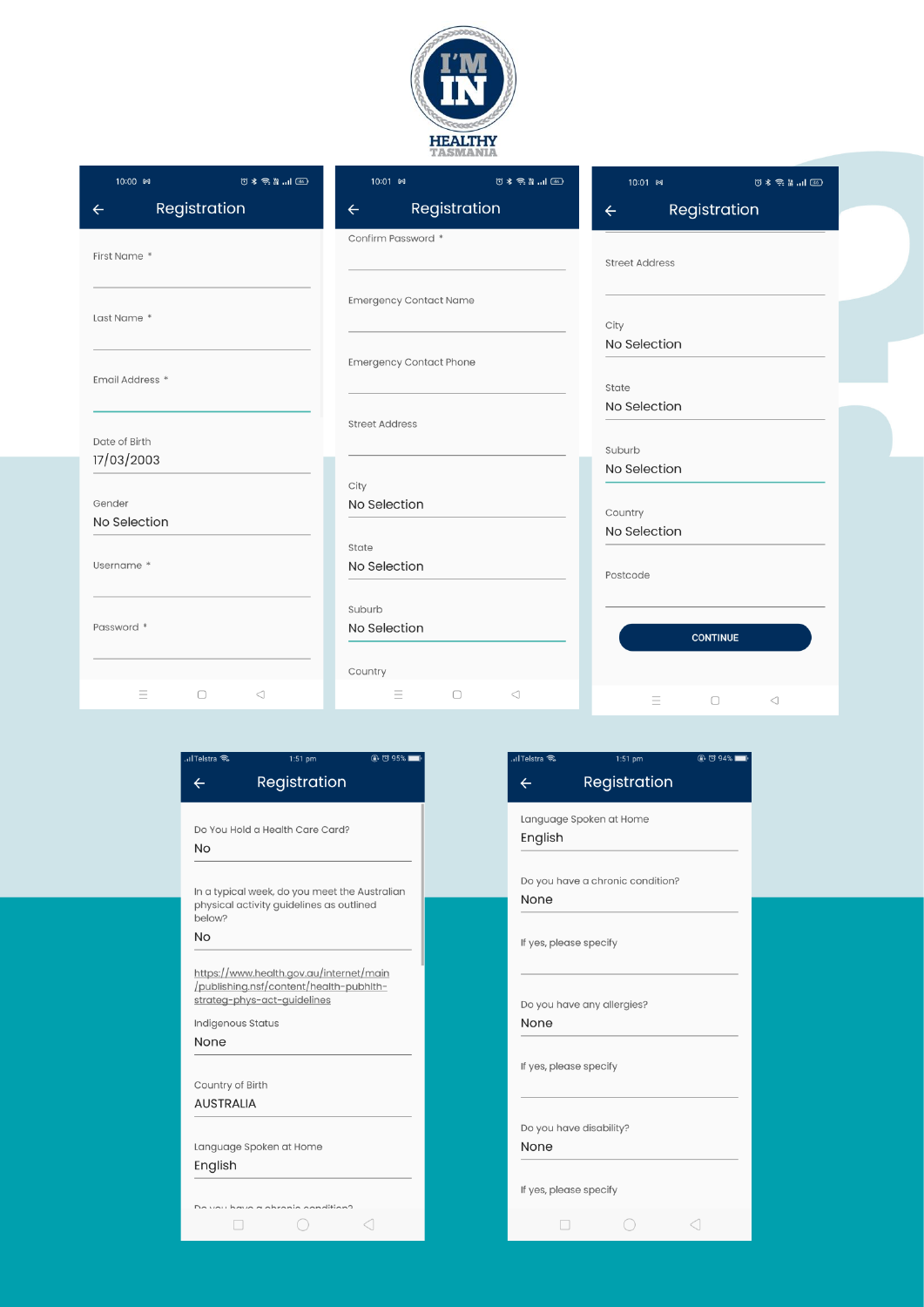I'M IN
HEALTHY TASMANIA

## Registration

First Name *

Last Name *

Email Address *

Date of Birth
17/03/2003

Gender
No Selection

Username *

Password *

## Registration

Confirm Password *

Emergency Contact Name

Emergency Contact Phone

Street Address

City
No Selection

State
No Selection

Suburb
No Selection

Country

## Registration

Street Address

City
No Selection

State
No Selection

Suburb
No Selection

Country
No Selection

Postcode

CONTINUE

## Registration

Do You Hold a Health Care Card?
No

In a typical week, do you meet the Australian physical activity guidelines as outlined below?
No

https://www.health.gov.au/internet/main/publishing.nsf/content/health-pubhlth-strateg-phys-act-guidelines

Indigenous Status
None

Country of Birth
AUSTRALIA

Language Spoken at Home
English

## Registration

Language Spoken at Home
English

Do you have a chronic condition?
None

If yes, please specify

Do you have any allergies?
None

If yes, please specify

Do you have disability?
None

If yes, please specify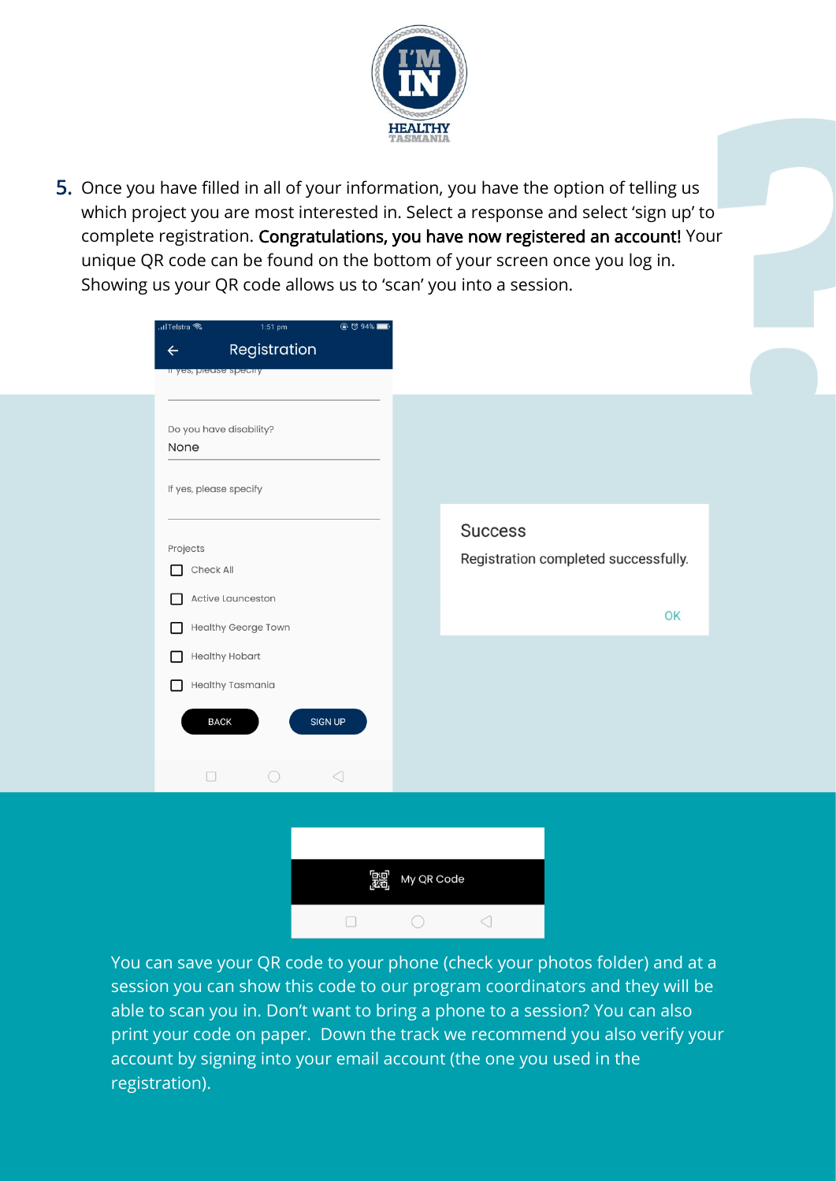5. Once you have filled in all of your information, you have the option of telling us which project you are most interested in. Select a response and select 'sign up' to complete registration. **Congratulations, you have now registered an account!** Your unique QR code can be found on the bottom of your screen once you log in. Showing us your QR code allows us to 'scan' you into a session.

Registration

Do you have disability?
None

If yes, please specify

Projects
- Check All
- Active Launceston
- Healthy George Town
- Healthy Hobart
- Healthy Tasmania

BACK | SIGN UP

Success

Registration completed successfully.

OK

My QR Code

You can save your QR code to your phone (check your photos folder) and at a session you can show this code to our program coordinators and they will be able to scan you in. Don't want to bring a phone to a session? You can also print your code on paper. Down the track we recommend you also verify your account by signing into your email account (the one you used in the registration).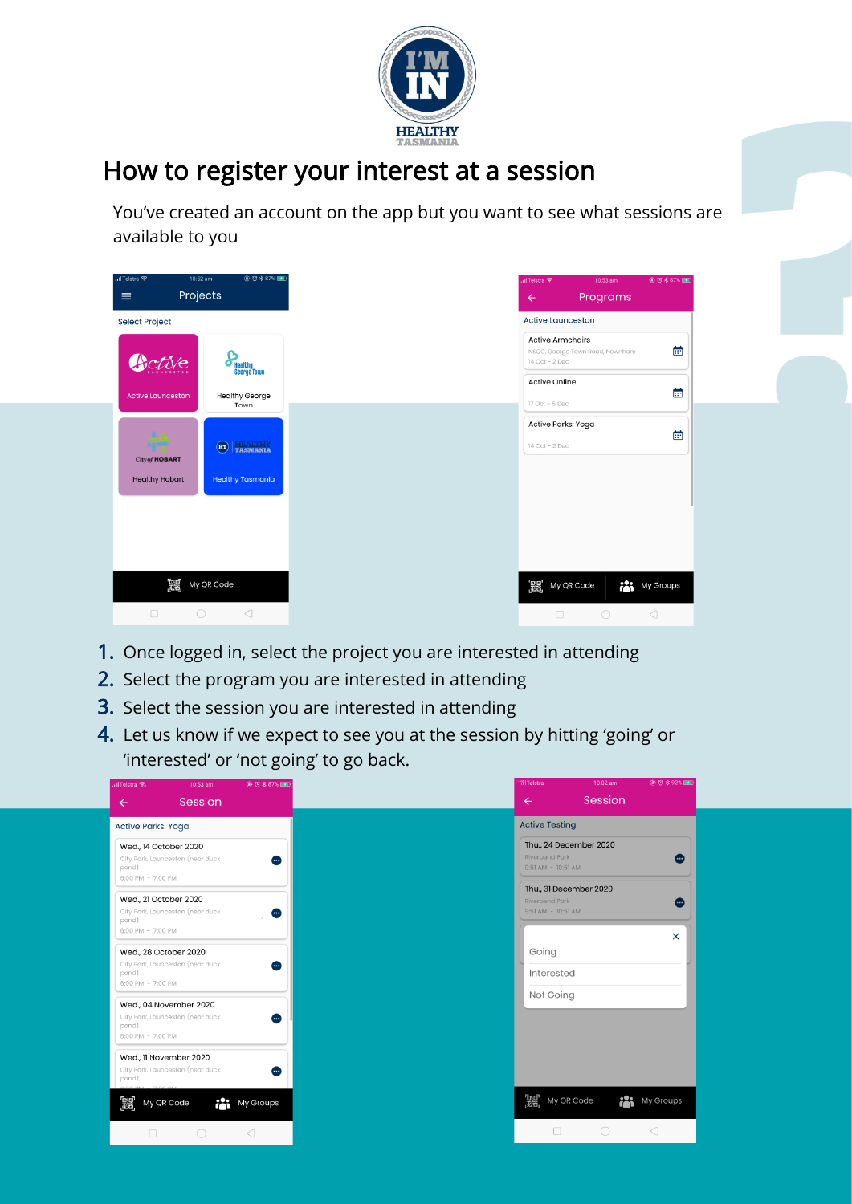# How to register your interest at a session

You've created an account on the app but you want to see what sessions are available to you

1. Once logged in, select the project you are interested in attending
2. Select the program you are interested in attending
3. Select the session you are interested in attending
4. Let us know if we expect to see you at the session by hitting 'going' or 'interested' or 'not going' to go back.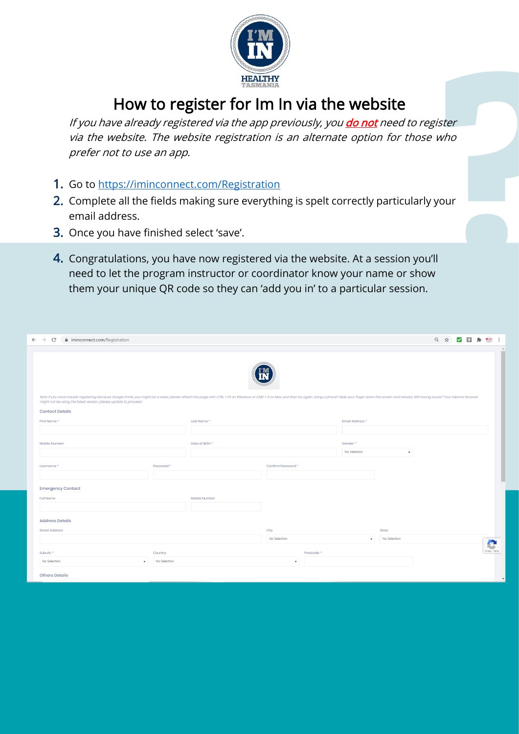# How to register for Im In via the website

*If you have already registered via the app previously, you **do not** need to register via the website. The website registration is an alternate option for those who prefer not to use an app.*

1. Go to https://iminconnect.com/Registration
2. Complete all the fields making sure everything is spelt correctly particularly your email address.
3. Once you have finished select 'save'.
4. Congratulations, you have now registered via the website. At a session you'll need to let the program instructor or coordinator know your name or show them your unique QR code so they can 'add you in' to a particular session.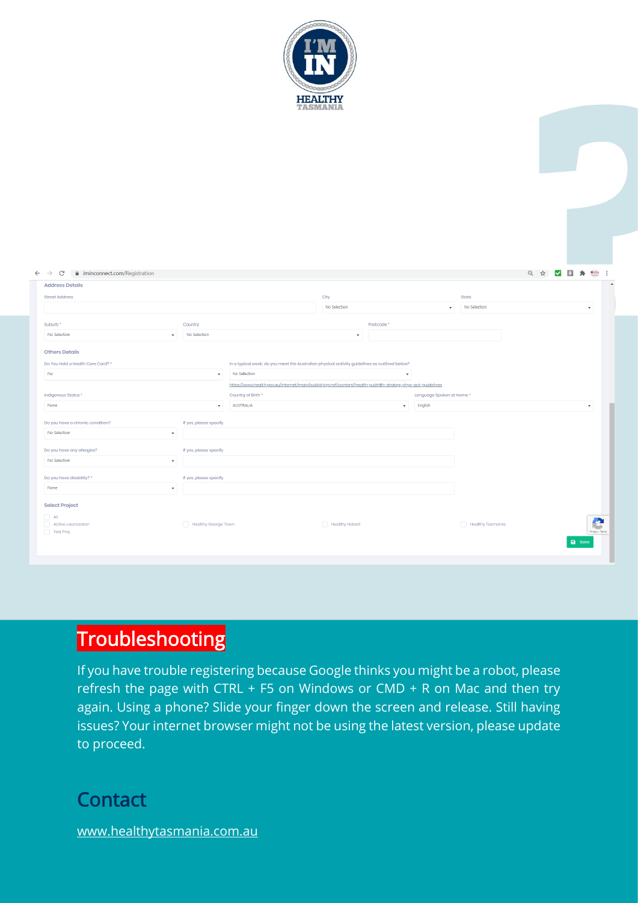## Troubleshooting

If you have trouble registering because Google thinks you might be a robot, please refresh the page with CTRL + F5 on Windows or CMD + R on Mac and then try again. Using a phone? Slide your finger down the screen and release. Still having issues? Your internet browser might not be using the latest version, please update to proceed.

## Contact

www.healthytasmania.com.au